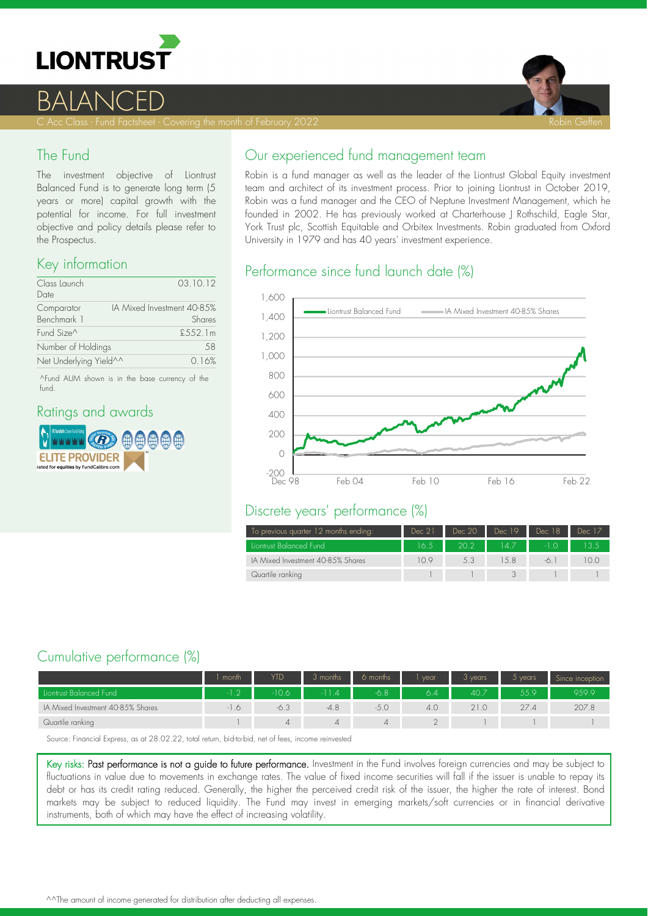# LIONTRUST

# BALANCED

C Acc Class - Fund Factsheet - Covering the month of February 2022

Robin Geffen

## The Fund

The investment objective of Liontrust Balanced Fund is to generate long term (5 years or more) capital growth with the potential for income. For full investment objective and policy details please refer to the Prospectus.

## Key information

| | |
|---|---|
| Class Launch Date | 03.10.12 |
| Comparator Benchmark 1 | IA Mixed Investment 40-85% Shares |
| Fund Size^ | £552.1m |
| Number of Holdings | 58 |
| Net Underlying Yield^^ | 0.16% |

^Fund AUM shown is in the base currency of the fund.

## Ratings and awards

ELITE PROVIDER rated for equities by FundCalibre.com

## Our experienced fund management team

Robin is a fund manager as well as the leader of the Liontrust Global Equity investment team and architect of its investment process. Prior to joining Liontrust in October 2019, Robin was a fund manager and the CEO of Neptune Investment Management, which he founded in 2002. He has previously worked at Charterhouse J Rothschild, Eagle Star, York Trust plc, Scottish Equitable and Orbitex Investments. Robin graduated from Oxford University in 1979 and has 40 years' investment experience.

## Performance since fund launch date (%)

Liontrust Balanced Fund — IA Mixed Investment 40-85% Shares

## Discrete years' performance (%)

| To previous quarter 12 months ending: | Dec 21 | Dec 20 | Dec 19 | Dec 18 | Dec 17 |
|---|---|---|---|---|---|
| Liontrust Balanced Fund | 16.5 | 20.2 | 14.7 | -1.0 | 13.5 |
| IA Mixed Investment 40-85% Shares | 10.9 | 5.3 | 15.8 | -6.1 | 10.0 |
| Quartile ranking | 1 | 1 | 3 | 1 | 1 |

## Cumulative performance (%)

| | 1 month | YTD | 3 months | 6 months | 1 year | 3 years | 5 years | Since inception |
|---|---|---|---|---|---|---|---|---|
| Liontrust Balanced Fund | -1.2 | -10.6 | -11.4 | -6.8 | 6.4 | 40.7 | 55.9 | 959.9 |
| IA Mixed Investment 40-85% Shares | -1.6 | -6.3 | -4.8 | -5.0 | 4.0 | 21.0 | 27.4 | 207.8 |
| Quartile ranking | 1 | 4 | 4 | 4 | 2 | 1 | 1 | 1 |

Source: Financial Express, as at 28.02.22, total return, bid-to-bid, net of fees, income reinvested

Key risks: **Past performance is not a guide to future performance.** Investment in the Fund involves foreign currencies and may be subject to fluctuations in value due to movements in exchange rates. The value of fixed income securities will fall if the issuer is unable to repay its debt or has its credit rating reduced. Generally, the higher the perceived credit risk of the issuer, the higher the rate of interest. Bond markets may be subject to reduced liquidity. The Fund may invest in emerging markets/soft currencies or in financial derivative instruments, both of which may have the effect of increasing volatility.

^^The amount of income generated for distribution after deducting all expenses.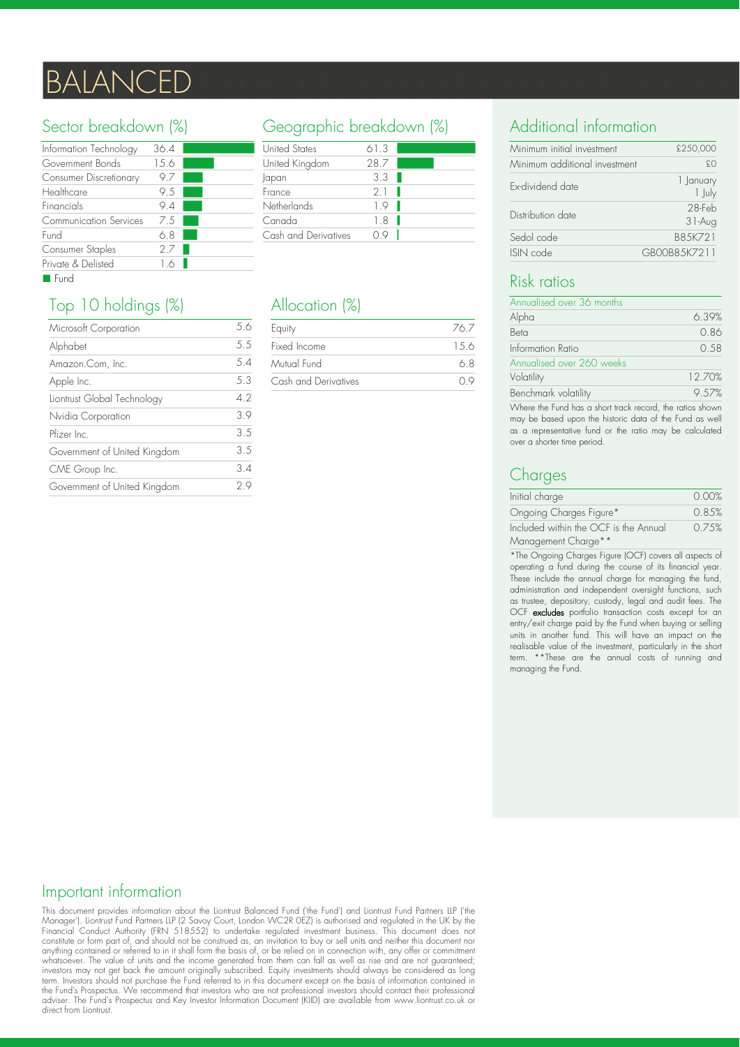# BALANCED

## Sector breakdown (%)

| | |
|---|---|
| Information Technology | 36.4 |
| Government Bonds | 15.6 |
| Consumer Discretionary | 9.7 |
| Healthcare | 9.5 |
| Financials | 9.4 |
| Communication Services | 7.5 |
| Fund | 6.8 |
| Consumer Staples | 2.7 |
| Private & Delisted | 1.6 |

Fund

## Geographic breakdown (%)

| | |
|---|---|
| United States | 61.3 |
| United Kingdom | 28.7 |
| Japan | 3.3 |
| France | 2.1 |
| Netherlands | 1.9 |
| Canada | 1.8 |
| Cash and Derivatives | 0.9 |

## Top 10 holdings (%)

| | |
|---|---|
| Microsoft Corporation | 5.6 |
| Alphabet | 5.5 |
| Amazon.Com, Inc. | 5.4 |
| Apple Inc. | 5.3 |
| Liontrust Global Technology | 4.2 |
| Nvidia Corporation | 3.9 |
| Pfizer Inc. | 3.5 |
| Government of United Kingdom | 3.5 |
| CME Group Inc. | 3.4 |
| Government of United Kingdom | 2.9 |

## Allocation (%)

| | |
|---|---|
| Equity | 76.7 |
| Fixed Income | 15.6 |
| Mutual Fund | 6.8 |
| Cash and Derivatives | 0.9 |

## Additional information

| | |
|---|---|
| Minimum initial investment | £250,000 |
| Minimum additional investment | £0 |
| Ex-dividend date | 1 January 1 July |
| Distribution date | 28-Feb 31-Aug |
| Sedol code | B85K721 |
| ISIN code | GB00B85K7211 |

## Risk ratios

| | |
|---|---|
| Annualised over 36 months | |
| Alpha | 6.39% |
| Beta | 0.86 |
| Information Ratio | 0.58 |
| Annualised over 260 weeks | |
| Volatility | 12.70% |
| Benchmark volatility | 9.57% |

Where the Fund has a short track record, the ratios shown may be based upon the historic data of the Fund as well as a representative fund or the ratio may be calculated over a shorter time period.

## Charges

| | |
|---|---|
| Initial charge | 0.00% |
| Ongoing Charges Figure* | 0.85% |
| Included within the OCF is the Annual Management Charge** | 0.75% |

*The Ongoing Charges Figure (OCF) covers all aspects of operating a fund during the course of its financial year. These include the annual charge for managing the fund, administration and independent oversight functions, such as trustee, depository, custody, legal and audit fees. The OCF **excludes** portfolio transaction costs except for an entry/exit charge paid by the Fund when buying or selling units in another fund. This will have an impact on the realisable value of the investment, particularly in the short term. **These are the annual costs of running and managing the Fund.

## Important information

This document provides information about the Liontrust Balanced Fund ('the Fund') and Liontrust Fund Partners LLP ('the Manager'). Liontrust Fund Partners LLP (2 Savoy Court, London WC2R 0EZ) is authorised and regulated in the UK by the Financial Conduct Authority (FRN 518552) to undertake regulated investment business. This document does not constitute or form part of, and should not be construed as, an invitation to buy or sell units and neither this document nor anything contained or referred to in it shall form the basis of, or be relied on in connection with, any offer or commitment whatsoever. The value of units and the income generated from them can fall as well as rise and are not guaranteed; investors may not get back the amount originally subscribed. Equity investments should always be considered as long term. Investors should not purchase the Fund referred to in this document except on the basis of information contained in the Fund's Prospectus. We recommend that investors who are not professional investors should contact their professional adviser. The Fund's Prospectus and Key Investor Information Document (KIID) are available from www.liontrust.co.uk or direct from Liontrust.